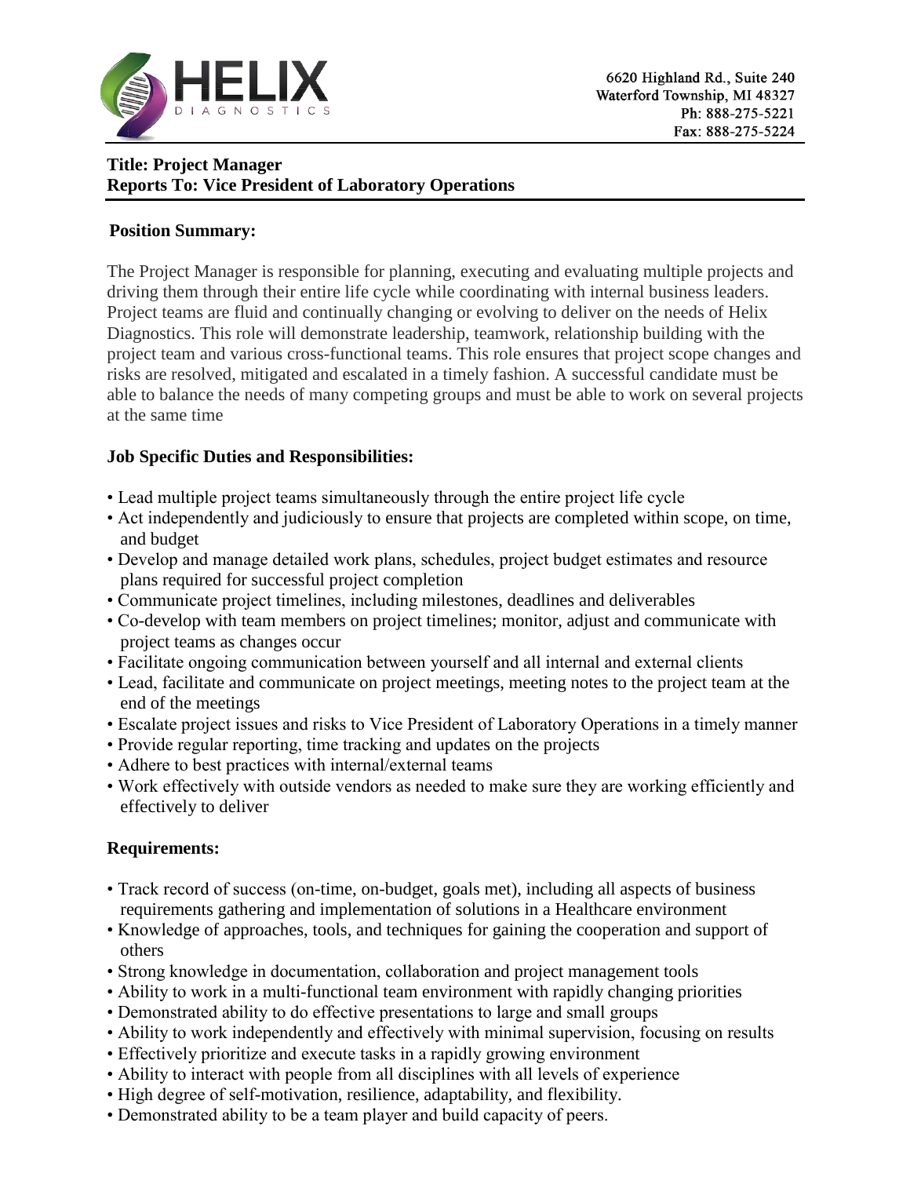# HELIX DIAGNOSTICS

6620 Highland Rd., Suite 240
Waterford Township, MI 48327
Ph: 888-275-5221
Fax: 888-275-5224

**Title: Project Manager**
**Reports To: Vice President of Laboratory Operations**

## Position Summary:

The Project Manager is responsible for planning, executing and evaluating multiple projects and driving them through their entire life cycle while coordinating with internal business leaders. Project teams are fluid and continually changing or evolving to deliver on the needs of Helix Diagnostics. This role will demonstrate leadership, teamwork, relationship building with the project team and various cross-functional teams. This role ensures that project scope changes and risks are resolved, mitigated and escalated in a timely fashion. A successful candidate must be able to balance the needs of many competing groups and must be able to work on several projects at the same time

## Job Specific Duties and Responsibilities:

- Lead multiple project teams simultaneously through the entire project life cycle
- Act independently and judiciously to ensure that projects are completed within scope, on time, and budget
- Develop and manage detailed work plans, schedules, project budget estimates and resource plans required for successful project completion
- Communicate project timelines, including milestones, deadlines and deliverables
- Co-develop with team members on project timelines; monitor, adjust and communicate with project teams as changes occur
- Facilitate ongoing communication between yourself and all internal and external clients
- Lead, facilitate and communicate on project meetings, meeting notes to the project team at the end of the meetings
- Escalate project issues and risks to Vice President of Laboratory Operations in a timely manner
- Provide regular reporting, time tracking and updates on the projects
- Adhere to best practices with internal/external teams
- Work effectively with outside vendors as needed to make sure they are working efficiently and effectively to deliver

## Requirements:

- Track record of success (on-time, on-budget, goals met), including all aspects of business requirements gathering and implementation of solutions in a Healthcare environment
- Knowledge of approaches, tools, and techniques for gaining the cooperation and support of others
- Strong knowledge in documentation, collaboration and project management tools
- Ability to work in a multi-functional team environment with rapidly changing priorities
- Demonstrated ability to do effective presentations to large and small groups
- Ability to work independently and effectively with minimal supervision, focusing on results
- Effectively prioritize and execute tasks in a rapidly growing environment
- Ability to interact with people from all disciplines with all levels of experience
- High degree of self-motivation, resilience, adaptability, and flexibility.
- Demonstrated ability to be a team player and build capacity of peers.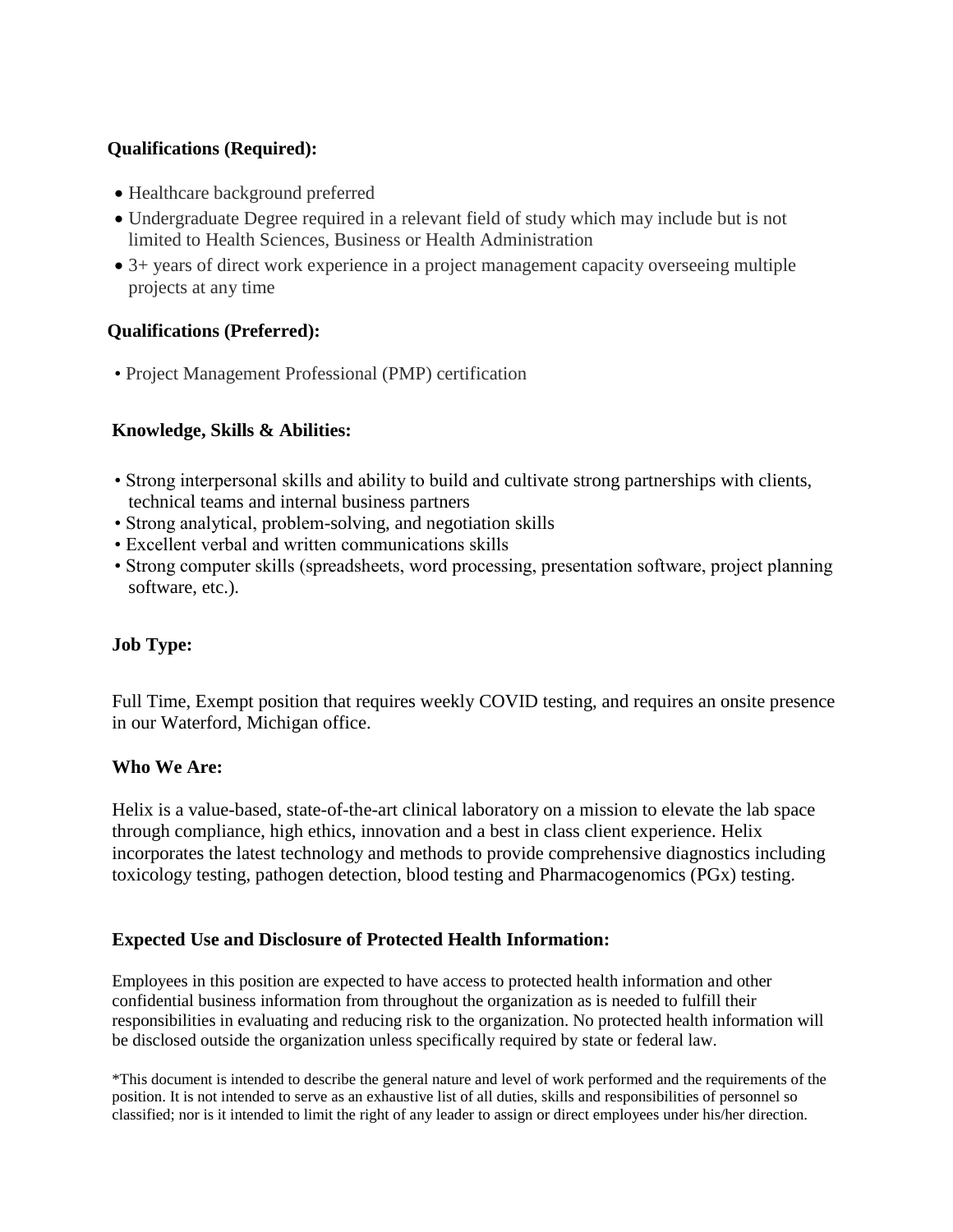**Qualifications (Required):**

- Healthcare background preferred
- Undergraduate Degree required in a relevant field of study which may include but is not limited to Health Sciences, Business or Health Administration
- 3+ years of direct work experience in a project management capacity overseeing multiple projects at any time

**Qualifications (Preferred):**

- Project Management Professional (PMP) certification

**Knowledge, Skills & Abilities:**

- Strong interpersonal skills and ability to build and cultivate strong partnerships with clients, technical teams and internal business partners
- Strong analytical, problem-solving, and negotiation skills
- Excellent verbal and written communications skills
- Strong computer skills (spreadsheets, word processing, presentation software, project planning software, etc.).

**Job Type:**

Full Time, Exempt position that requires weekly COVID testing, and requires an onsite presence in our Waterford, Michigan office.

**Who We Are:**

Helix is a value-based, state-of-the-art clinical laboratory on a mission to elevate the lab space through compliance, high ethics, innovation and a best in class client experience. Helix incorporates the latest technology and methods to provide comprehensive diagnostics including toxicology testing, pathogen detection, blood testing and Pharmacogenomics (PGx) testing.

**Expected Use and Disclosure of Protected Health Information:**

Employees in this position are expected to have access to protected health information and other confidential business information from throughout the organization as is needed to fulfill their responsibilities in evaluating and reducing risk to the organization. No protected health information will be disclosed outside the organization unless specifically required by state or federal law.

*This document is intended to describe the general nature and level of work performed and the requirements of the position. It is not intended to serve as an exhaustive list of all duties, skills and responsibilities of personnel so classified; nor is it intended to limit the right of any leader to assign or direct employees under his/her direction.